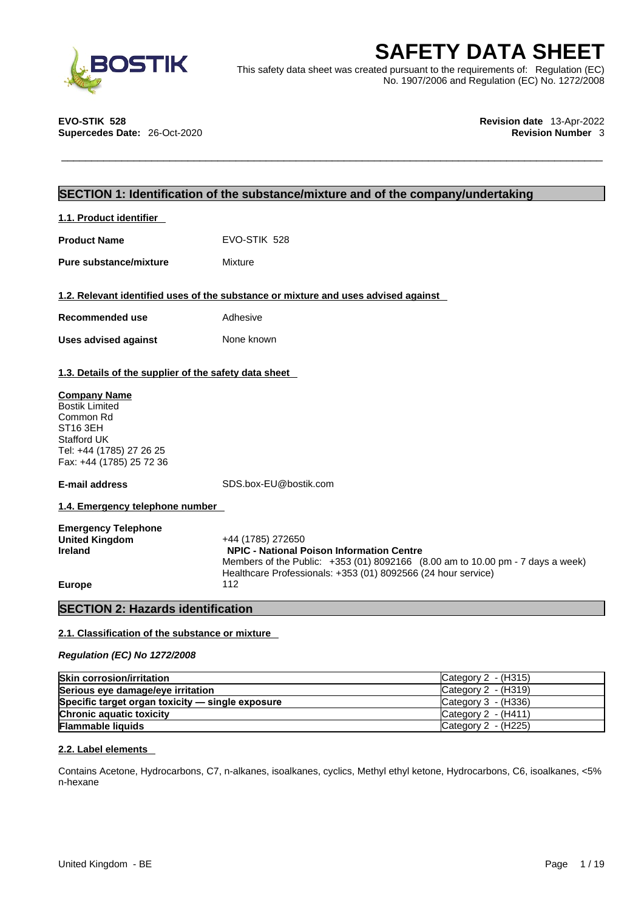# SAFETY DATA SHEET

This safety data sheet was created pursuant to the requirements of: Regulation (EC) No. 1907/2006 and Regulation (EC) No. 1272/2008

**EVO-STIK 528**
**Supercedes Date:** 26-Oct-2020

**Revision date** 13-Apr-2022
**Revision Number** 3

## SECTION 1: Identification of the substance/mixture and of the company/undertaking

### 1.1. Product identifier

**Product Name** EVO-STIK 528

**Pure substance/mixture** Mixture

### 1.2. Relevant identified uses of the substance or mixture and uses advised against

**Recommended use** Adhesive

**Uses advised against** None known

### 1.3. Details of the supplier of the safety data sheet

**Company Name**
Bostik Limited
Common Rd
ST16 3EH
Stafford UK
Tel: +44 (1785) 27 26 25
Fax: +44 (1785) 25 72 36

**E-mail address** SDS.box-EU@bostik.com

### 1.4. Emergency telephone number

**Emergency Telephone**

**United Kingdom** +44 (1785) 272650

**Ireland** **NPIC - National Poison Information Centre**
Members of the Public: +353 (01) 8092166 (8.00 am to 10.00 pm - 7 days a week)
Healthcare Professionals: +353 (01) 8092566 (24 hour service)

**Europe** 112

## SECTION 2: Hazards identification

### 2.1. Classification of the substance or mixture

*Regulation (EC) No 1272/2008*

| Hazard class | Category |
|---|---|
| **Skin corrosion/irritation** | Category 2 - (H315) |
| **Serious eye damage/eye irritation** | Category 2 - (H319) |
| **Specific target organ toxicity — single exposure** | Category 3 - (H336) |
| **Chronic aquatic toxicity** | Category 2 - (H411) |
| **Flammable liquids** | Category 2 - (H225) |

### 2.2. Label elements

Contains Acetone, Hydrocarbons, C7, n-alkanes, isoalkanes, cyclics, Methyl ethyl ketone, Hydrocarbons, C6, isoalkanes, <5% n-hexane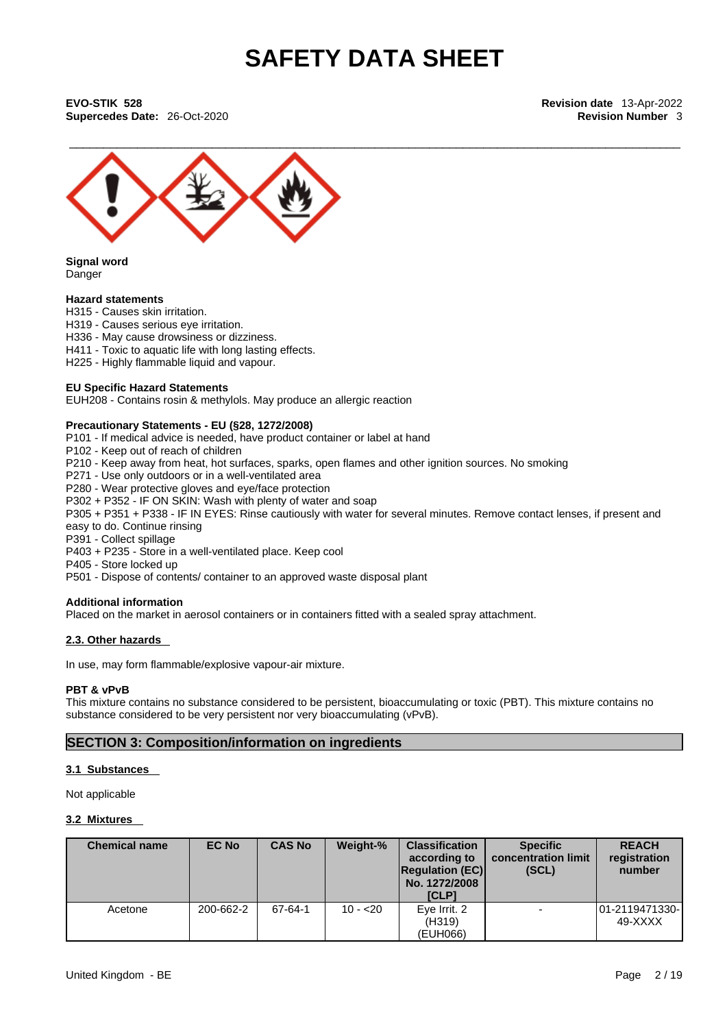# SAFETY DATA SHEET

**EVO-STIK 528**
**Supercedes Date:** 26-Oct-2020

**Revision date** 13-Apr-2022
**Revision Number** 3

**Signal word**
Danger

**Hazard statements**
H315 - Causes skin irritation.
H319 - Causes serious eye irritation.
H336 - May cause drowsiness or dizziness.
H411 - Toxic to aquatic life with long lasting effects.
H225 - Highly flammable liquid and vapour.

**EU Specific Hazard Statements**
EUH208 - Contains rosin & methylols. May produce an allergic reaction

**Precautionary Statements - EU (§28, 1272/2008)**
P101 - If medical advice is needed, have product container or label at hand
P102 - Keep out of reach of children
P210 - Keep away from heat, hot surfaces, sparks, open flames and other ignition sources. No smoking
P271 - Use only outdoors or in a well-ventilated area
P280 - Wear protective gloves and eye/face protection
P302 + P352 - IF ON SKIN: Wash with plenty of water and soap
P305 + P351 + P338 - IF IN EYES: Rinse cautiously with water for several minutes. Remove contact lenses, if present and easy to do. Continue rinsing
P391 - Collect spillage
P403 + P235 - Store in a well-ventilated place. Keep cool
P405 - Store locked up
P501 - Dispose of contents/ container to an approved waste disposal plant

**Additional information**
Placed on the market in aerosol containers or in containers fitted with a sealed spray attachment.

### 2.3. Other hazards

In use, may form flammable/explosive vapour-air mixture.

**PBT & vPvB**
This mixture contains no substance considered to be persistent, bioaccumulating or toxic (PBT). This mixture contains no substance considered to be very persistent nor very bioaccumulating (vPvB).

## SECTION 3: Composition/information on ingredients

### 3.1 Substances

Not applicable

### 3.2 Mixtures

| Chemical name | EC No | CAS No | Weight-% | Classification according to Regulation (EC) No. 1272/2008 [CLP] | Specific concentration limit (SCL) | REACH registration number |
|---|---|---|---|---|---|---|
| Acetone | 200-662-2 | 67-64-1 | 10 - <20 | Eye Irrit. 2 (H319) (EUH066) | - | 01-2119471330-49-XXXX |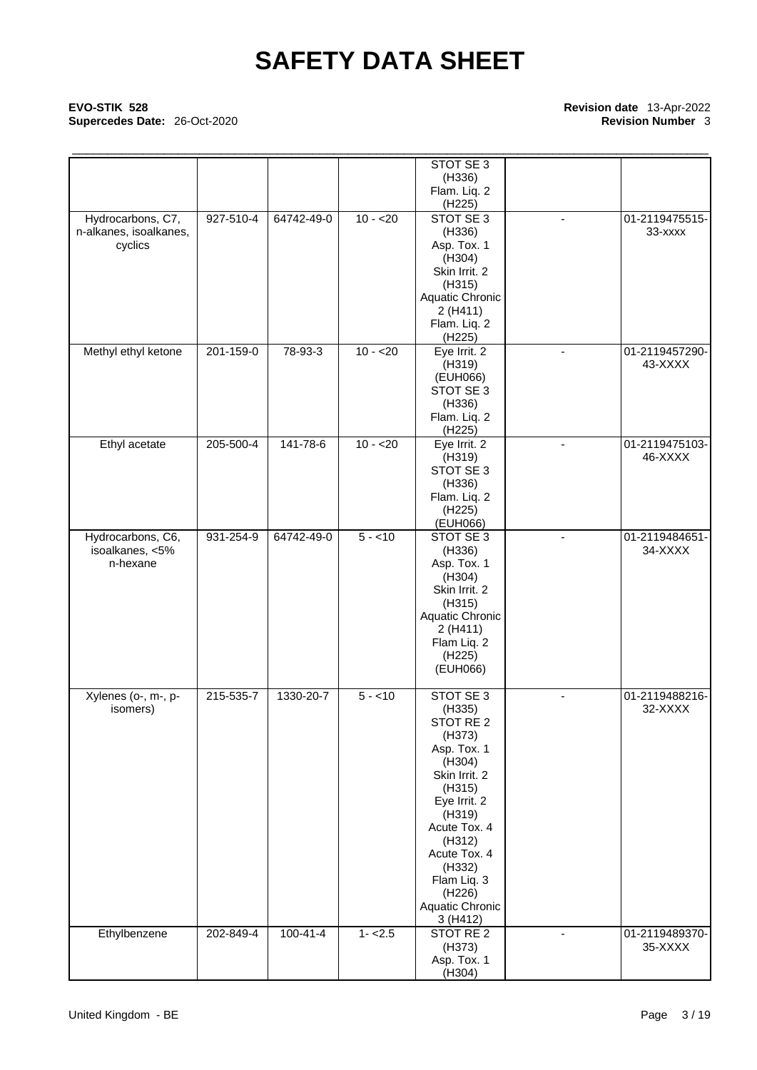# SAFETY DATA SHEET

**EVO-STIK 528**
**Supercedes Date:** 26-Oct-2020

**Revision date** 13-Apr-2022
**Revision Number** 3

| | | | | | | |
|---|---|---|---|---|---|---|
| | | | | STOT SE 3 (H336) Flam. Liq. 2 (H225) | | |
| Hydrocarbons, C7, n-alkanes, isoalkanes, cyclics | 927-510-4 | 64742-49-0 | 10 - <20 | STOT SE 3 (H336) Asp. Tox. 1 (H304) Skin Irrit. 2 (H315) Aquatic Chronic 2 (H411) Flam. Liq. 2 (H225) | - | 01-2119475515-33-xxxx |
| Methyl ethyl ketone | 201-159-0 | 78-93-3 | 10 - <20 | Eye Irrit. 2 (H319) (EUH066) STOT SE 3 (H336) Flam. Liq. 2 (H225) | - | 01-2119457290-43-XXXX |
| Ethyl acetate | 205-500-4 | 141-78-6 | 10 - <20 | Eye Irrit. 2 (H319) STOT SE 3 (H336) Flam. Liq. 2 (H225) (EUH066) | - | 01-2119475103-46-XXXX |
| Hydrocarbons, C6, isoalkanes, <5% n-hexane | 931-254-9 | 64742-49-0 | 5 - <10 | STOT SE 3 (H336) Asp. Tox. 1 (H304) Skin Irrit. 2 (H315) Aquatic Chronic 2 (H411) Flam Liq. 2 (H225) (EUH066) | - | 01-2119484651-34-XXXX |
| Xylenes (o-, m-, p-isomers) | 215-535-7 | 1330-20-7 | 5 - <10 | STOT SE 3 (H335) STOT RE 2 (H373) Asp. Tox. 1 (H304) Skin Irrit. 2 (H315) Eye Irrit. 2 (H319) Acute Tox. 4 (H312) Acute Tox. 4 (H332) Flam Liq. 3 (H226) Aquatic Chronic 3 (H412) | - | 01-2119488216-32-XXXX |
| Ethylbenzene | 202-849-4 | 100-41-4 | 1- <2.5 | STOT RE 2 (H373) Asp. Tox. 1 (H304) | - | 01-2119489370-35-XXXX |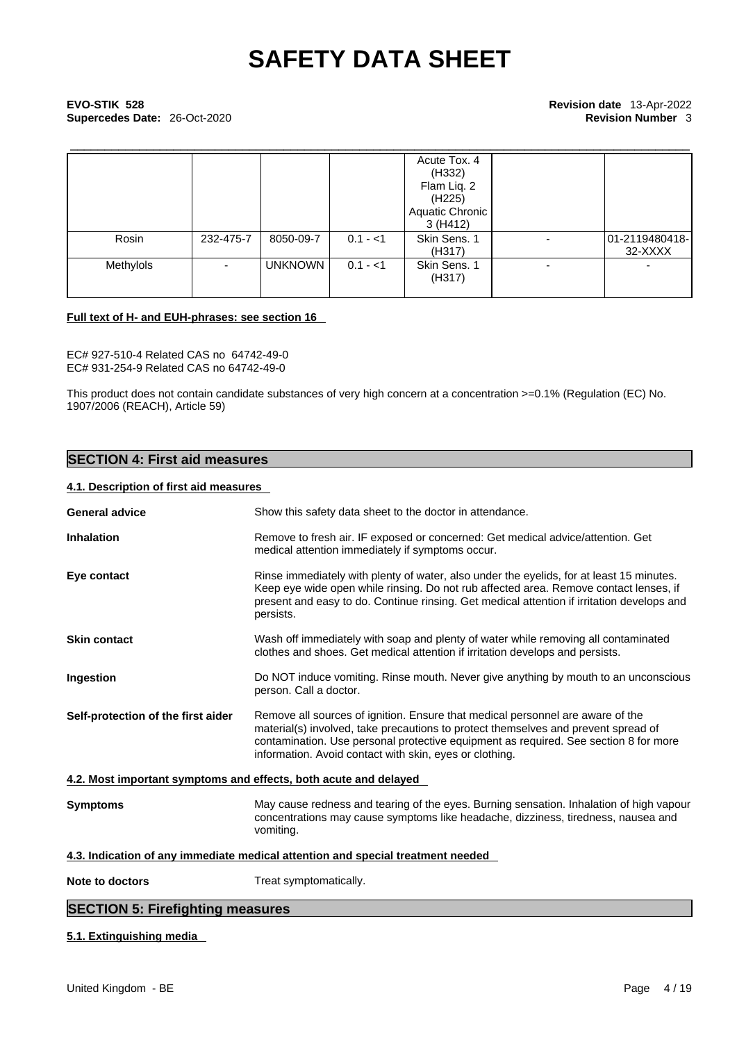| | | | | Acute Tox. 4 (H332) Flam Liq. 2 (H225) Aquatic Chronic 3 (H412) | | |
|---|---|---|---|---|---|---|
| Rosin | 232-475-7 | 8050-09-7 | 0.1 - <1 | Skin Sens. 1 (H317) | - | 01-2119480418-32-XXXX |
| Methylols | - | UNKNOWN | 0.1 - <1 | Skin Sens. 1 (H317) | - | - |

**Full text of H- and EUH-phrases: see section 16**

EC# 927-510-4 Related CAS no 64742-49-0
EC# 931-254-9 Related CAS no 64742-49-0

This product does not contain candidate substances of very high concern at a concentration >=0.1% (Regulation (EC) No. 1907/2006 (REACH), Article 59)

## SECTION 4: First aid measures

### 4.1. Description of first aid measures

**General advice** Show this safety data sheet to the doctor in attendance.

**Inhalation** Remove to fresh air. IF exposed or concerned: Get medical advice/attention. Get medical attention immediately if symptoms occur.

**Eye contact** Rinse immediately with plenty of water, also under the eyelids, for at least 15 minutes. Keep eye wide open while rinsing. Do not rub affected area. Remove contact lenses, if present and easy to do. Continue rinsing. Get medical attention if irritation develops and persists.

**Skin contact** Wash off immediately with soap and plenty of water while removing all contaminated clothes and shoes. Get medical attention if irritation develops and persists.

**Ingestion** Do NOT induce vomiting. Rinse mouth. Never give anything by mouth to an unconscious person. Call a doctor.

**Self-protection of the first aider** Remove all sources of ignition. Ensure that medical personnel are aware of the material(s) involved, take precautions to protect themselves and prevent spread of contamination. Use personal protective equipment as required. See section 8 for more information. Avoid contact with skin, eyes or clothing.

### 4.2. Most important symptoms and effects, both acute and delayed

**Symptoms** May cause redness and tearing of the eyes. Burning sensation. Inhalation of high vapour concentrations may cause symptoms like headache, dizziness, tiredness, nausea and vomiting.

### 4.3. Indication of any immediate medical attention and special treatment needed

**Note to doctors** Treat symptomatically.

## SECTION 5: Firefighting measures

### 5.1. Extinguishing media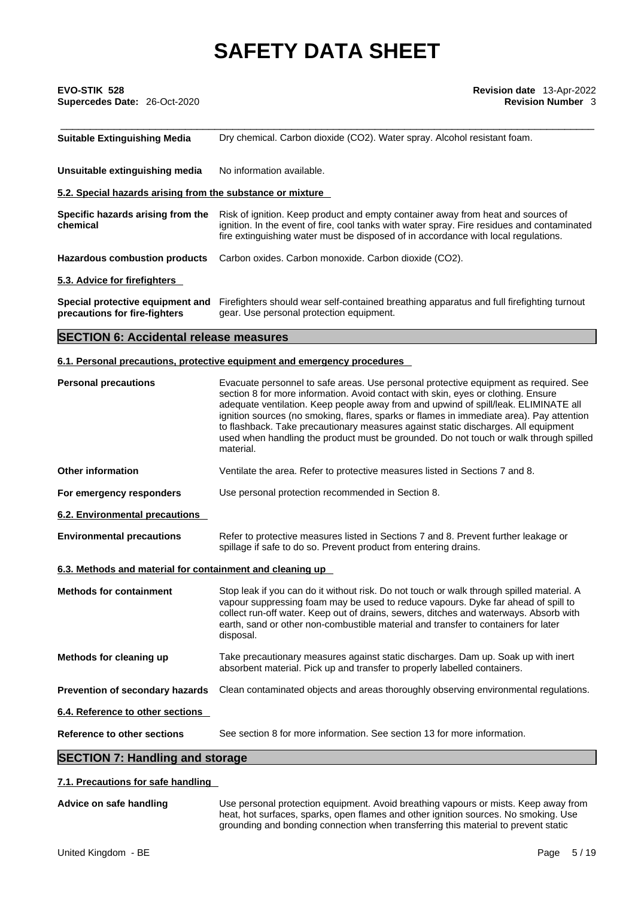| | |
|---|---|
| **Suitable Extinguishing Media** | Dry chemical. Carbon dioxide ($CO_2$). Water spray. Alcohol resistant foam. |
| **Unsuitable extinguishing media** | No information available. |

**5.2. Special hazards arising from the substance or mixture**

| | |
|---|---|
| **Specific hazards arising from the chemical** | Risk of ignition. Keep product and empty container away from heat and sources of ignition. In the event of fire, cool tanks with water spray. Fire residues and contaminated fire extinguishing water must be disposed of in accordance with local regulations. |
| **Hazardous combustion products** | Carbon oxides. Carbon monoxide. Carbon dioxide ($CO_2$). |

**5.3. Advice for firefighters**

| | |
|---|---|
| **Special protective equipment and precautions for fire-fighters** | Firefighters should wear self-contained breathing apparatus and full firefighting turnout gear. Use personal protection equipment. |

## SECTION 6: Accidental release measures

**6.1. Personal precautions, protective equipment and emergency procedures**

| | |
|---|---|
| **Personal precautions** | Evacuate personnel to safe areas. Use personal protective equipment as required. See section 8 for more information. Avoid contact with skin, eyes or clothing. Ensure adequate ventilation. Keep people away from and upwind of spill/leak. ELIMINATE all ignition sources (no smoking, flares, sparks or flames in immediate area). Pay attention to flashback. Take precautionary measures against static discharges. All equipment used when handling the product must be grounded. Do not touch or walk through spilled material. |
| **Other information** | Ventilate the area. Refer to protective measures listed in Sections 7 and 8. |
| **For emergency responders** | Use personal protection recommended in Section 8. |

**6.2. Environmental precautions**

| | |
|---|---|
| **Environmental precautions** | Refer to protective measures listed in Sections 7 and 8. Prevent further leakage or spillage if safe to do so. Prevent product from entering drains. |

**6.3. Methods and material for containment and cleaning up**

| | |
|---|---|
| **Methods for containment** | Stop leak if you can do it without risk. Do not touch or walk through spilled material. A vapour suppressing foam may be used to reduce vapours. Dyke far ahead of spill to collect run-off water. Keep out of drains, sewers, ditches and waterways. Absorb with earth, sand or other non-combustible material and transfer to containers for later disposal. |
| **Methods for cleaning up** | Take precautionary measures against static discharges. Dam up. Soak up with inert absorbent material. Pick up and transfer to properly labelled containers. |
| **Prevention of secondary hazards** | Clean contaminated objects and areas thoroughly observing environmental regulations. |

**6.4. Reference to other sections**

| | |
|---|---|
| **Reference to other sections** | See section 8 for more information. See section 13 for more information. |

## SECTION 7: Handling and storage

**7.1. Precautions for safe handling**

| | |
|---|---|
| **Advice on safe handling** | Use personal protection equipment. Avoid breathing vapours or mists. Keep away from heat, hot surfaces, sparks, open flames and other ignition sources. No smoking. Use grounding and bonding connection when transferring this material to prevent static |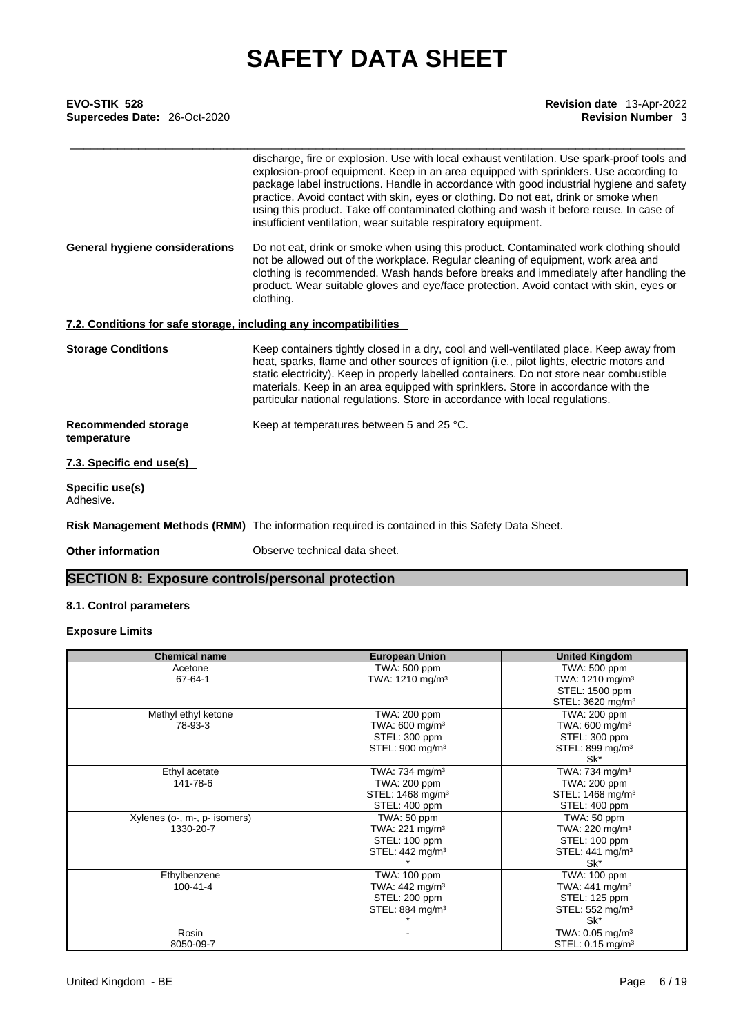discharge, fire or explosion. Use with local exhaust ventilation. Use spark-proof tools and explosion-proof equipment. Keep in an area equipped with sprinklers. Use according to package label instructions. Handle in accordance with good industrial hygiene and safety practice. Avoid contact with skin, eyes or clothing. Do not eat, drink or smoke when using this product. Take off contaminated clothing and wash it before reuse. In case of insufficient ventilation, wear suitable respiratory equipment.

**General hygiene considerations** Do not eat, drink or smoke when using this product. Contaminated work clothing should not be allowed out of the workplace. Regular cleaning of equipment, work area and clothing is recommended. Wash hands before breaks and immediately after handling the product. Wear suitable gloves and eye/face protection. Avoid contact with skin, eyes or clothing.

### 7.2. Conditions for safe storage, including any incompatibilities

**Storage Conditions** Keep containers tightly closed in a dry, cool and well-ventilated place. Keep away from heat, sparks, flame and other sources of ignition (i.e., pilot lights, electric motors and static electricity). Keep in properly labelled containers. Do not store near combustible materials. Keep in an area equipped with sprinklers. Store in accordance with the particular national regulations. Store in accordance with local regulations.

**Recommended storage temperature** Keep at temperatures between 5 and 25 °C.

### 7.3. Specific end use(s)

**Specific use(s)**
Adhesive.

**Risk Management Methods (RMM)** The information required is contained in this Safety Data Sheet.

**Other information** Observe technical data sheet.

## SECTION 8: Exposure controls/personal protection

### 8.1. Control parameters

**Exposure Limits**

| Chemical name | European Union | United Kingdom |
|---|---|---|
| Acetone<br>67-64-1 | TWA: 500 ppm<br>TWA: 1210 mg/m³ | TWA: 500 ppm<br>TWA: 1210 mg/m³<br>STEL: 1500 ppm<br>STEL: 3620 mg/m³ |
| Methyl ethyl ketone<br>78-93-3 | TWA: 200 ppm<br>TWA: 600 mg/m³<br>STEL: 300 ppm<br>STEL: 900 mg/m³ | TWA: 200 ppm<br>TWA: 600 mg/m³<br>STEL: 300 ppm<br>STEL: 899 mg/m³<br>Sk* |
| Ethyl acetate<br>141-78-6 | TWA: 734 mg/m³<br>TWA: 200 ppm<br>STEL: 1468 mg/m³<br>STEL: 400 ppm | TWA: 734 mg/m³<br>TWA: 200 ppm<br>STEL: 1468 mg/m³<br>STEL: 400 ppm |
| Xylenes (o-, m-, p- isomers)<br>1330-20-7 | TWA: 50 ppm<br>TWA: 221 mg/m³<br>STEL: 100 ppm<br>STEL: 442 mg/m³<br>* | TWA: 50 ppm<br>TWA: 220 mg/m³<br>STEL: 100 ppm<br>STEL: 441 mg/m³<br>Sk* |
| Ethylbenzene<br>100-41-4 | TWA: 100 ppm<br>TWA: 442 mg/m³<br>STEL: 200 ppm<br>STEL: 884 mg/m³<br>* | TWA: 100 ppm<br>TWA: 441 mg/m³<br>STEL: 125 ppm<br>STEL: 552 mg/m³<br>Sk* |
| Rosin<br>8050-09-7 | - | TWA: 0.05 mg/m³<br>STEL: 0.15 mg/m³ |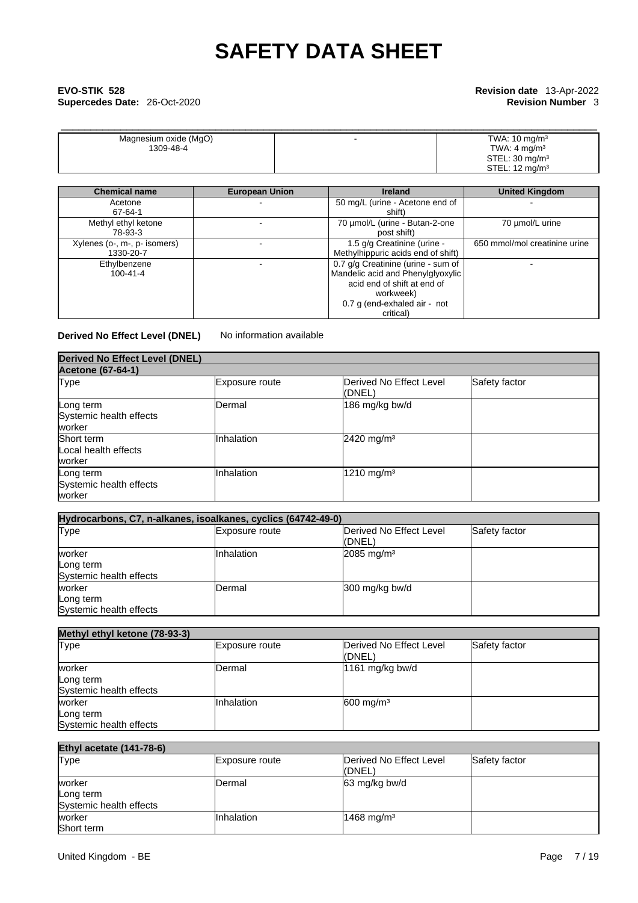| Magnesium oxide (MgO) 1309-48-4 | - | TWA: 10 mg/m³ TWA: 4 mg/m³ STEL: 30 mg/m³ STEL: 12 mg/m³ |
|---|---|---|

| Chemical name | European Union | Ireland | United Kingdom |
|---|---|---|---|
| Acetone 67-64-1 | - | 50 mg/L (urine - Acetone end of shift) | - |
| Methyl ethyl ketone 78-93-3 | - | 70 µmol/L (urine - Butan-2-one post shift) | 70 µmol/L urine |
| Xylenes (o-, m-, p- isomers) 1330-20-7 | - | 1.5 g/g Creatinine (urine - Methylhippuric acids end of shift) | 650 mmol/mol creatinine urine |
| Ethylbenzene 100-41-4 | - | 0.7 g/g Creatinine (urine - sum of Mandelic acid and Phenylglyoxylic acid end of shift at end of workweek) 0.7 g (end-exhaled air - not critical) | - |

**Derived No Effect Level (DNEL)** No information available

**Derived No Effect Level (DNEL)**

**Acetone (67-64-1)**

| Type | Exposure route | Derived No Effect Level (DNEL) | Safety factor |
|---|---|---|---|
| Long term Systemic health effects worker | Dermal | 186 mg/kg bw/d | |
| Short term Local health effects worker | Inhalation | 2420 mg/m³ | |
| Long term Systemic health effects worker | Inhalation | 1210 mg/m³ | |

**Hydrocarbons, C7, n-alkanes, isoalkanes, cyclics (64742-49-0)**

| Type | Exposure route | Derived No Effect Level (DNEL) | Safety factor |
|---|---|---|---|
| worker Long term Systemic health effects | Inhalation | 2085 mg/m³ | |
| worker Long term Systemic health effects | Dermal | 300 mg/kg bw/d | |

**Methyl ethyl ketone (78-93-3)**

| Type | Exposure route | Derived No Effect Level (DNEL) | Safety factor |
|---|---|---|---|
| worker Long term Systemic health effects | Dermal | 1161 mg/kg bw/d | |
| worker Long term Systemic health effects | Inhalation | 600 mg/m³ | |

**Ethyl acetate (141-78-6)**

| Type | Exposure route | Derived No Effect Level (DNEL) | Safety factor |
|---|---|---|---|
| worker Long term Systemic health effects | Dermal | 63 mg/kg bw/d | |
| worker Short term | Inhalation | 1468 mg/m³ | |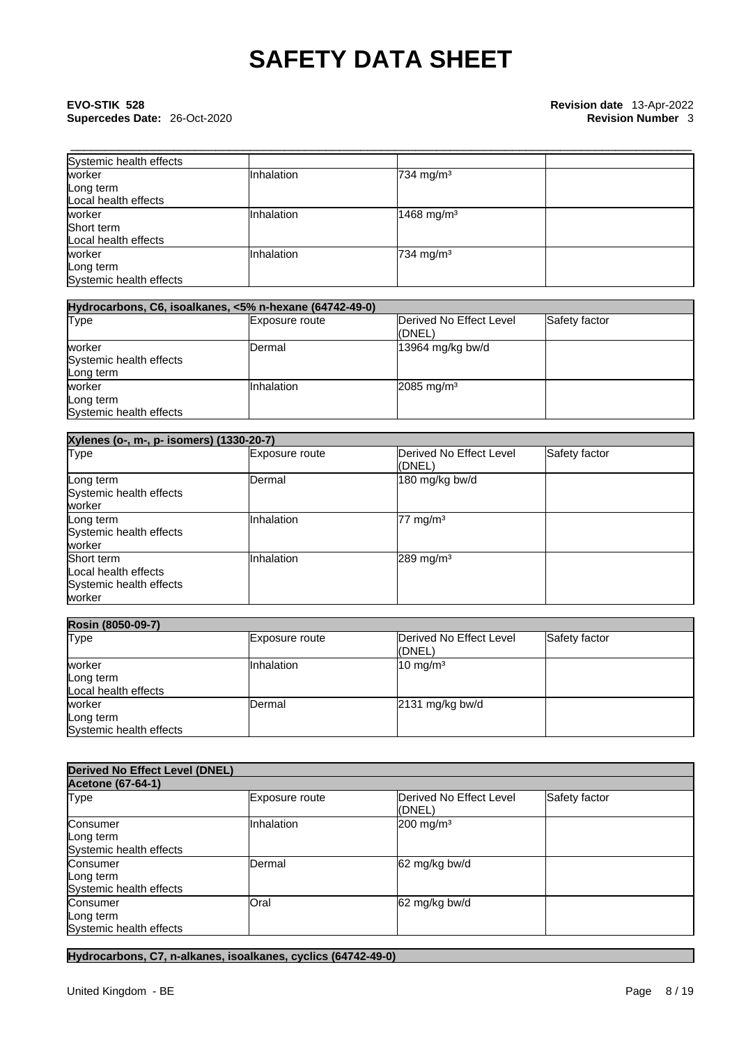| Systemic health effects | | | |
|---|---|---|---|
| worker<br>Long term<br>Local health effects | Inhalation | 734 mg/m³ | |
| worker<br>Short term<br>Local health effects | Inhalation | 1468 mg/m³ | |
| worker<br>Long term<br>Systemic health effects | Inhalation | 734 mg/m³ | |

| Hydrocarbons, C6, isoalkanes, <5% n-hexane (64742-49-0) | | | |
|---|---|---|---|
| Type | Exposure route | Derived No Effect Level (DNEL) | Safety factor |
| worker<br>Systemic health effects<br>Long term | Dermal | 13964 mg/kg bw/d | |
| worker<br>Long term<br>Systemic health effects | Inhalation | 2085 mg/m³ | |

| Xylenes (o-, m-, p- isomers) (1330-20-7) | | | |
|---|---|---|---|
| Type | Exposure route | Derived No Effect Level (DNEL) | Safety factor |
| Long term<br>Systemic health effects<br>worker | Dermal | 180 mg/kg bw/d | |
| Long term<br>Systemic health effects<br>worker | Inhalation | 77 mg/m³ | |
| Short term<br>Local health effects<br>Systemic health effects<br>worker | Inhalation | 289 mg/m³ | |

| Rosin (8050-09-7) | | | |
|---|---|---|---|
| Type | Exposure route | Derived No Effect Level (DNEL) | Safety factor |
| worker<br>Long term<br>Local health effects | Inhalation | 10 mg/m³ | |
| worker<br>Long term<br>Systemic health effects | Dermal | 2131 mg/kg bw/d | |

| Derived No Effect Level (DNEL) | | | |
|---|---|---|---|
| Acetone (67-64-1) | | | |
| Type | Exposure route | Derived No Effect Level (DNEL) | Safety factor |
| Consumer<br>Long term<br>Systemic health effects | Inhalation | 200 mg/m³ | |
| Consumer<br>Long term<br>Systemic health effects | Dermal | 62 mg/kg bw/d | |
| Consumer<br>Long term<br>Systemic health effects | Oral | 62 mg/kg bw/d | |

| Hydrocarbons, C7, n-alkanes, isoalkanes, cyclics (64742-49-0) |
|---|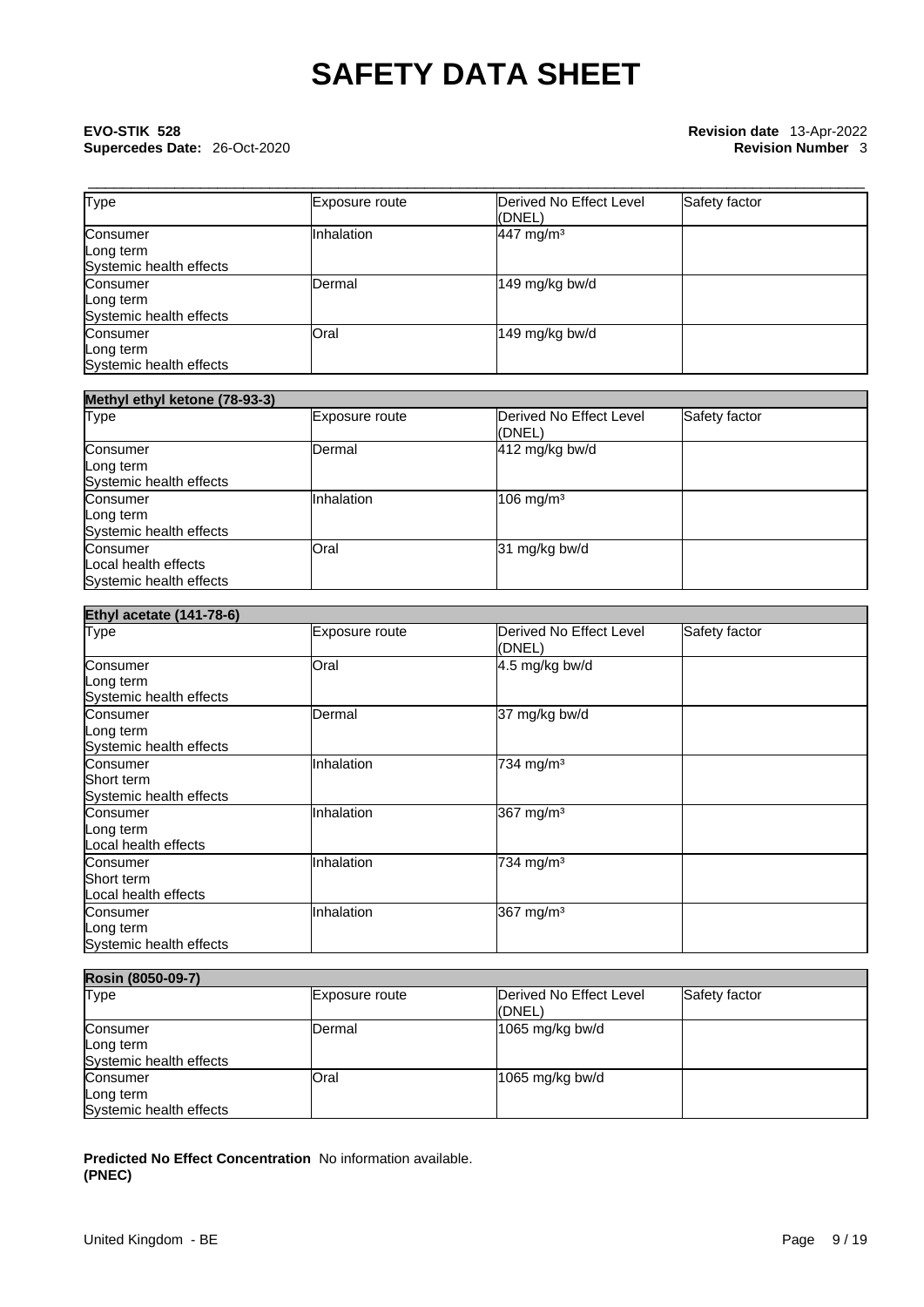| Type | Exposure route | Derived No Effect Level (DNEL) | Safety factor |
| --- | --- | --- | --- |
| Consumer<br>Long term<br>Systemic health effects | Inhalation | 447 mg/m³ | |
| Consumer<br>Long term<br>Systemic health effects | Dermal | 149 mg/kg bw/d | |
| Consumer<br>Long term<br>Systemic health effects | Oral | 149 mg/kg bw/d | |

| Methyl ethyl ketone (78-93-3) | | | |
| --- | --- | --- | --- |
| Type | Exposure route | Derived No Effect Level (DNEL) | Safety factor |
| Consumer<br>Long term<br>Systemic health effects | Dermal | 412 mg/kg bw/d | |
| Consumer<br>Long term<br>Systemic health effects | Inhalation | 106 mg/m³ | |
| Consumer<br>Local health effects<br>Systemic health effects | Oral | 31 mg/kg bw/d | |

| Ethyl acetate (141-78-6) | | | |
| --- | --- | --- | --- |
| Type | Exposure route | Derived No Effect Level (DNEL) | Safety factor |
| Consumer<br>Long term<br>Systemic health effects | Oral | 4.5 mg/kg bw/d | |
| Consumer<br>Long term<br>Systemic health effects | Dermal | 37 mg/kg bw/d | |
| Consumer<br>Short term<br>Systemic health effects | Inhalation | 734 mg/m³ | |
| Consumer<br>Long term<br>Local health effects | Inhalation | 367 mg/m³ | |
| Consumer<br>Short term<br>Local health effects | Inhalation | 734 mg/m³ | |
| Consumer<br>Long term<br>Systemic health effects | Inhalation | 367 mg/m³ | |

| Rosin (8050-09-7) | | | |
| --- | --- | --- | --- |
| Type | Exposure route | Derived No Effect Level (DNEL) | Safety factor |
| Consumer<br>Long term<br>Systemic health effects | Dermal | 1065 mg/kg bw/d | |
| Consumer<br>Long term<br>Systemic health effects | Oral | 1065 mg/kg bw/d | |

**Predicted No Effect Concentration (PNEC)** No information available.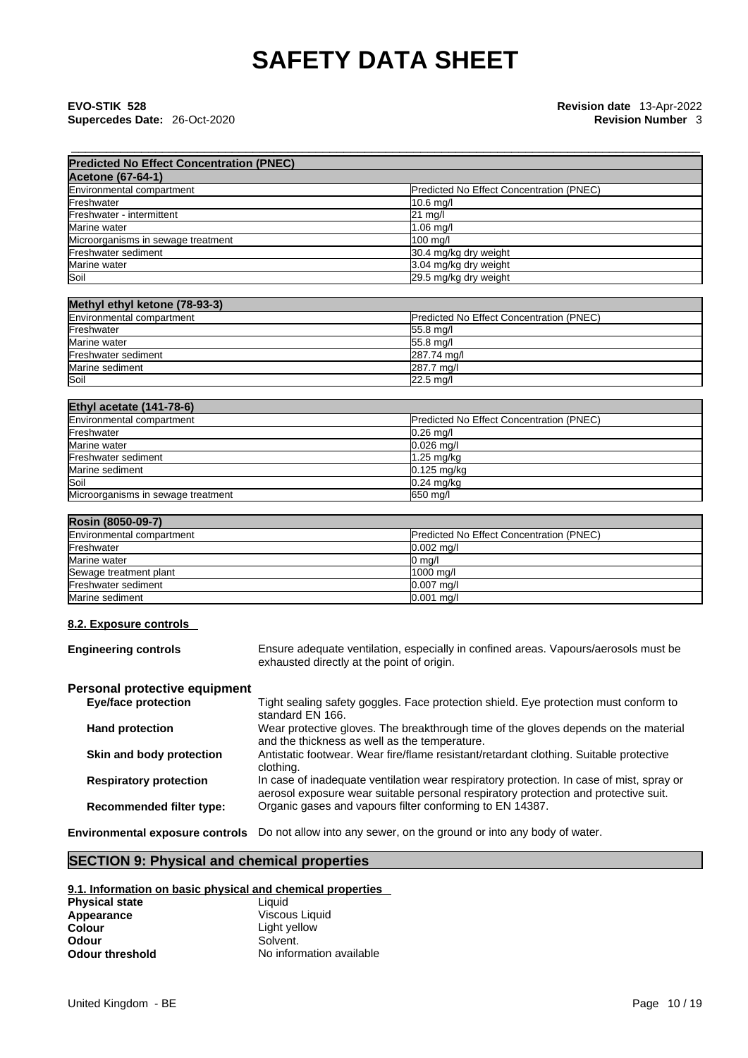**Predicted No Effect Concentration (PNEC)**

| Acetone (67-64-1) | |
|---|---|
| Environmental compartment | Predicted No Effect Concentration (PNEC) |
| Freshwater | 10.6 mg/l |
| Freshwater - intermittent | 21 mg/l |
| Marine water | 1.06 mg/l |
| Microorganisms in sewage treatment | 100 mg/l |
| Freshwater sediment | 30.4 mg/kg dry weight |
| Marine water | 3.04 mg/kg dry weight |
| Soil | 29.5 mg/kg dry weight |

| Methyl ethyl ketone (78-93-3) | |
|---|---|
| Environmental compartment | Predicted No Effect Concentration (PNEC) |
| Freshwater | 55.8 mg/l |
| Marine water | 55.8 mg/l |
| Freshwater sediment | 287.74 mg/l |
| Marine sediment | 287.7 mg/l |
| Soil | 22.5 mg/l |

| Ethyl acetate (141-78-6) | |
|---|---|
| Environmental compartment | Predicted No Effect Concentration (PNEC) |
| Freshwater | 0.26 mg/l |
| Marine water | 0.026 mg/l |
| Freshwater sediment | 1.25 mg/kg |
| Marine sediment | 0.125 mg/kg |
| Soil | 0.24 mg/kg |
| Microorganisms in sewage treatment | 650 mg/l |

| Rosin (8050-09-7) | |
|---|---|
| Environmental compartment | Predicted No Effect Concentration (PNEC) |
| Freshwater | 0.002 mg/l |
| Marine water | 0 mg/l |
| Sewage treatment plant | 1000 mg/l |
| Freshwater sediment | 0.007 mg/l |
| Marine sediment | 0.001 mg/l |

### 8.2. Exposure controls

**Engineering controls** Ensure adequate ventilation, especially in confined areas. Vapours/aerosols must be exhausted directly at the point of origin.

**Personal protective equipment**

**Eye/face protection** Tight sealing safety goggles. Face protection shield. Eye protection must conform to standard EN 166.

**Hand protection** Wear protective gloves. The breakthrough time of the gloves depends on the material and the thickness as well as the temperature.

**Skin and body protection** Antistatic footwear. Wear fire/flame resistant/retardant clothing. Suitable protective clothing.

**Respiratory protection** In case of inadequate ventilation wear respiratory protection. In case of mist, spray or aerosol exposure wear suitable personal respiratory protection and protective suit.

**Recommended filter type:** Organic gases and vapours filter conforming to EN 14387.

**Environmental exposure controls** Do not allow into any sewer, on the ground or into any body of water.

## SECTION 9: Physical and chemical properties

### 9.1. Information on basic physical and chemical properties

**Physical state** Liquid
**Appearance** Viscous Liquid
**Colour** Light yellow
**Odour** Solvent.
**Odour threshold** No information available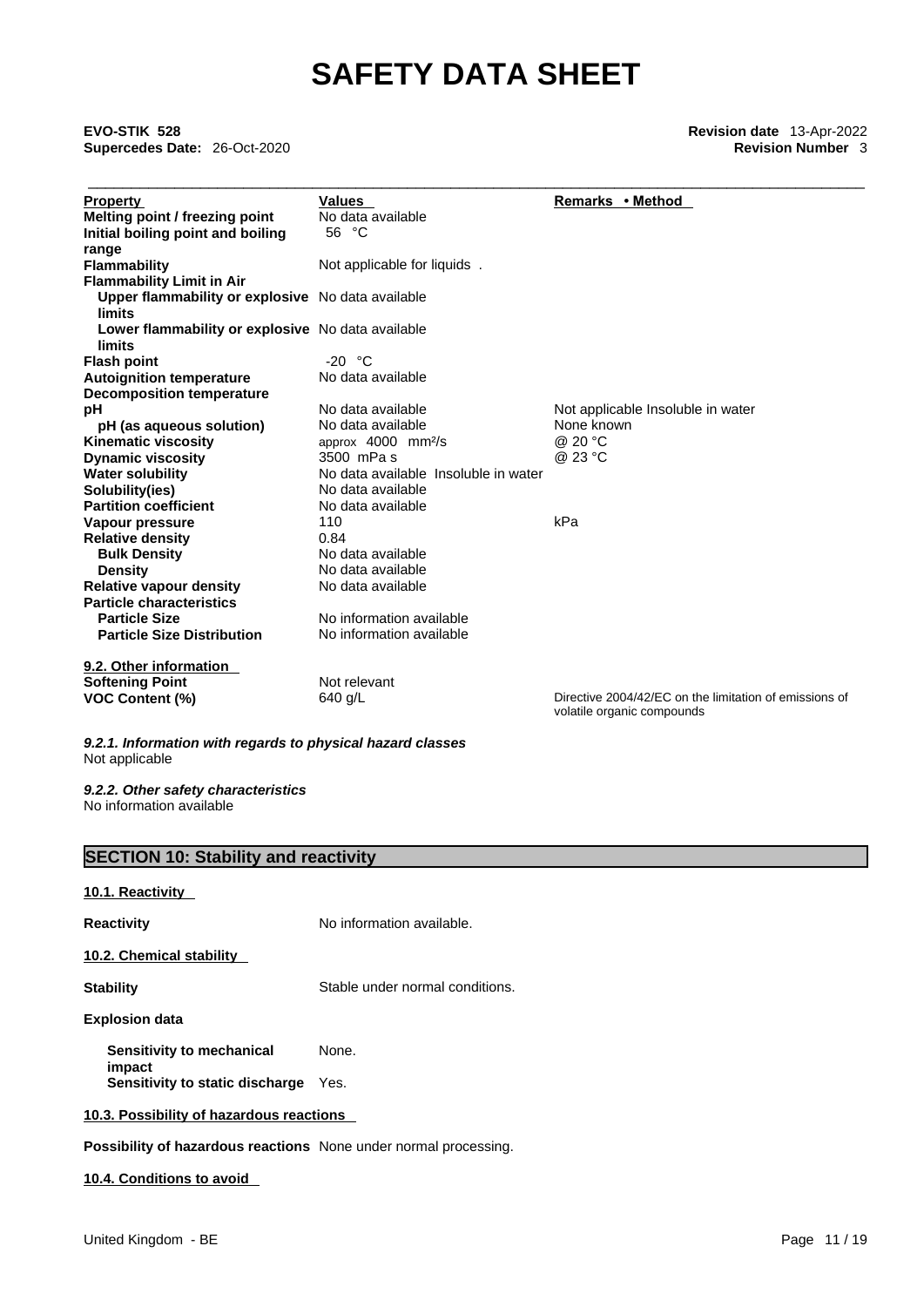# SAFETY DATA SHEET

**EVO-STIK 528**
**Supercedes Date:** 26-Oct-2020

**Revision date** 13-Apr-2022
**Revision Number** 3

| Property | Values | Remarks • Method |
|---|---|---|
| **Melting point / freezing point** | No data available | |
| **Initial boiling point and boiling range** | 56 °C | |
| **Flammability** | Not applicable for liquids . | |
| **Flammability Limit in Air** | | |
| **Upper flammability or explosive limits** | No data available | |
| **Lower flammability or explosive limits** | No data available | |
| **Flash point** | -20 °C | |
| **Autoignition temperature** | No data available | |
| **Decomposition temperature** | | |
| **pH** | No data available | Not applicable Insoluble in water |
| **pH (as aqueous solution)** | No data available | None known |
| **Kinematic viscosity** | approx 4000 mm²/s | @ 20 °C |
| **Dynamic viscosity** | 3500 mPa s | @ 23 °C |
| **Water solubility** | No data available Insoluble in water | |
| **Solubility(ies)** | No data available | |
| **Partition coefficient** | No data available | |
| **Vapour pressure** | 110 | kPa |
| **Relative density** | 0.84 | |
| **Bulk Density** | No data available | |
| **Density** | No data available | |
| **Relative vapour density** | No data available | |
| **Particle characteristics** | | |
| **Particle Size** | No information available | |
| **Particle Size Distribution** | No information available | |

**9.2. Other information**

| | | |
|---|---|---|
| **Softening Point** | Not relevant | |
| **VOC Content (%)** | 640 g/L | Directive 2004/42/EC on the limitation of emissions of volatile organic compounds |

***9.2.1. Information with regards to physical hazard classes***
Not applicable

***9.2.2. Other safety characteristics***
No information available

## SECTION 10: Stability and reactivity

**10.1. Reactivity**

**Reactivity** No information available.

**10.2. Chemical stability**

**Stability** Stable under normal conditions.

**Explosion data**

**Sensitivity to mechanical impact** None.
**Sensitivity to static discharge** Yes.

**10.3. Possibility of hazardous reactions**

**Possibility of hazardous reactions** None under normal processing.

**10.4. Conditions to avoid**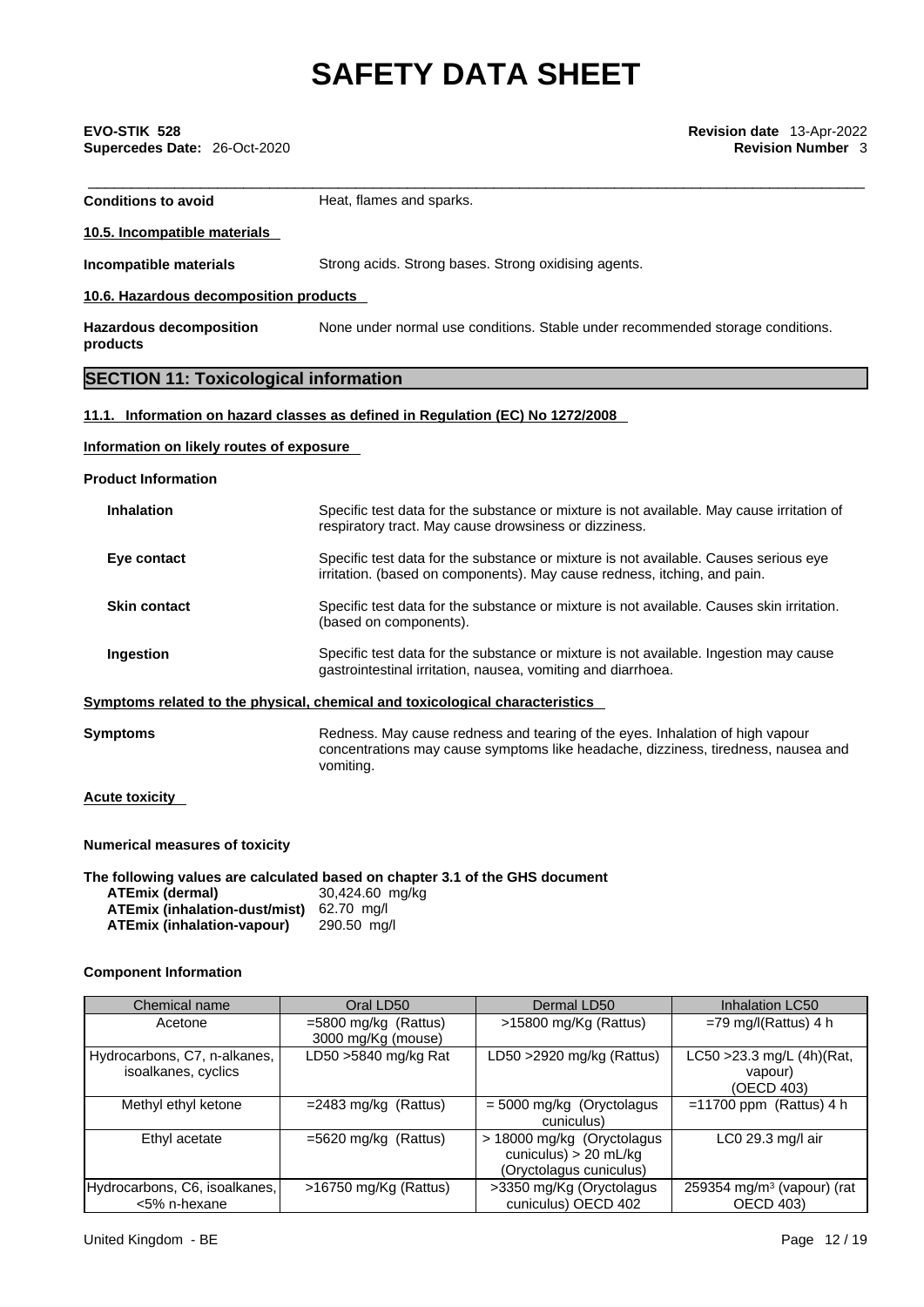| | |
|---|---|
| **Conditions to avoid** | Heat, flames and sparks. |

**10.5. Incompatible materials**

| | |
|---|---|
| **Incompatible materials** | Strong acids. Strong bases. Strong oxidising agents. |

**10.6. Hazardous decomposition products**

| | |
|---|---|
| **Hazardous decomposition products** | None under normal use conditions. Stable under recommended storage conditions. |

## SECTION 11: Toxicological information

**11.1. Information on hazard classes as defined in Regulation (EC) No 1272/2008**

**Information on likely routes of exposure**

**Product Information**

| | |
|---|---|
| **Inhalation** | Specific test data for the substance or mixture is not available. May cause irritation of respiratory tract. May cause drowsiness or dizziness. |
| **Eye contact** | Specific test data for the substance or mixture is not available. Causes serious eye irritation. (based on components). May cause redness, itching, and pain. |
| **Skin contact** | Specific test data for the substance or mixture is not available. Causes skin irritation. (based on components). |
| **Ingestion** | Specific test data for the substance or mixture is not available. Ingestion may cause gastrointestinal irritation, nausea, vomiting and diarrhoea. |

**Symptoms related to the physical, chemical and toxicological characteristics**

| | |
|---|---|
| **Symptoms** | Redness. May cause redness and tearing of the eyes. Inhalation of high vapour concentrations may cause symptoms like headache, dizziness, tiredness, nausea and vomiting. |

**Acute toxicity**

**Numerical measures of toxicity**

**The following values are calculated based on chapter 3.1 of the GHS document**

| | |
|---|---|
| **ATEmix (dermal)** | 30,424.60 mg/kg |
| **ATEmix (inhalation-dust/mist)** | 62.70 mg/l |
| **ATEmix (inhalation-vapour)** | 290.50 mg/l |

**Component Information**

| Chemical name | Oral LD50 | Dermal LD50 | Inhalation LC50 |
|---|---|---|---|
| Acetone | =5800 mg/kg (Rattus) 3000 mg/kg (mouse) | >15800 mg/Kg (Rattus) | =79 mg/l(Rattus) 4 h |
| Hydrocarbons, C7, n-alkanes, isoalkanes, cyclics | LD50 >5840 mg/kg Rat | LD50 >2920 mg/kg (Rattus) | LC50 >23.3 mg/L (4h)(Rat, vapour) (OECD 403) |
| Methyl ethyl ketone | =2483 mg/kg (Rattus) | = 5000 mg/kg (Oryctolagus cuniculus) | =11700 ppm (Rattus) 4 h |
| Ethyl acetate | =5620 mg/kg (Rattus) | > 18000 mg/kg (Oryctolagus cuniculus) > 20 mL/kg (Oryctolagus cuniculus) | LC0 29.3 mg/l air |
| Hydrocarbons, C6, isoalkanes, <5% n-hexane | >16750 mg/Kg (Rattus) | >3350 mg/Kg (Oryctolagus cuniculus) OECD 402 | 259354 mg/m$^3$ (vapour) (rat OECD 403) |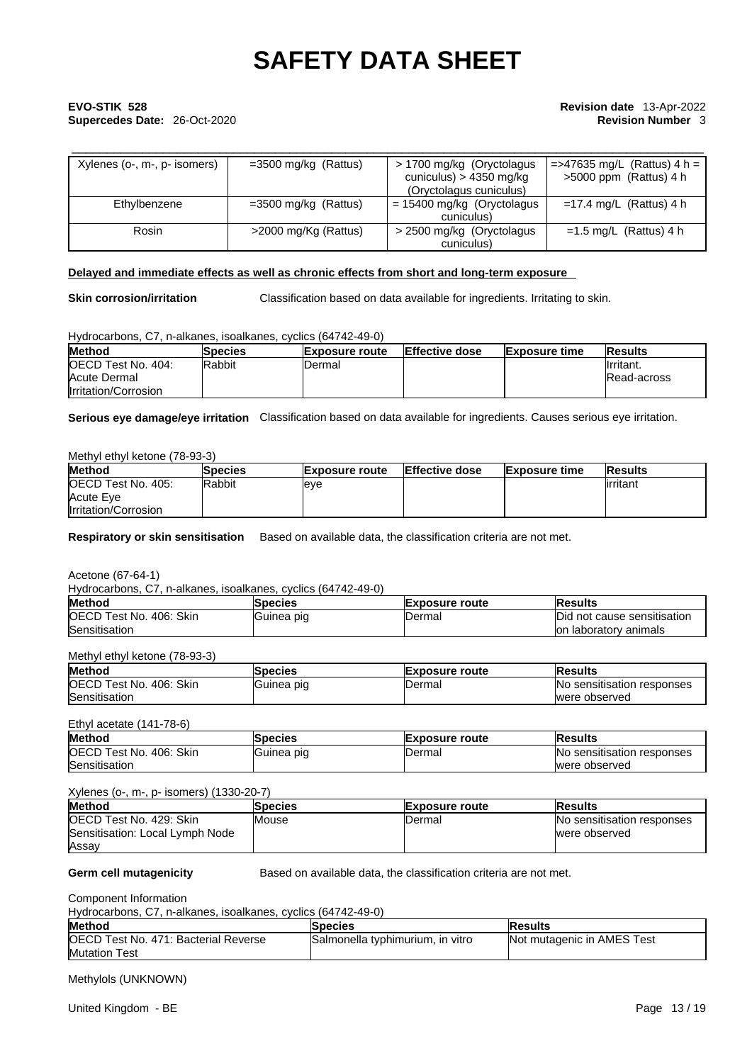| Xylenes (o-, m-, p- isomers) | =3500 mg/kg (Rattus) | > 1700 mg/kg (Oryctolagus cuniculus) > 4350 mg/kg (Oryctolagus cuniculus) | =>47635 mg/L (Rattus) 4 h = >5000 ppm (Rattus) 4 h |
|---|---|---|---|
| Ethylbenzene | =3500 mg/kg (Rattus) | = 15400 mg/kg (Oryctolagus cuniculus) | =17.4 mg/L (Rattus) 4 h |
| Rosin | >2000 mg/Kg (Rattus) | > 2500 mg/kg (Oryctolagus cuniculus) | =1.5 mg/L (Rattus) 4 h |

**Delayed and immediate effects as well as chronic effects from short and long-term exposure**

**Skin corrosion/irritation** Classification based on data available for ingredients. Irritating to skin.

Hydrocarbons, C7, n-alkanes, isoalkanes, cyclics (64742-49-0)

| Method | Species | Exposure route | Effective dose | Exposure time | Results |
|---|---|---|---|---|---|
| OECD Test No. 404: Acute Dermal Irritation/Corrosion | Rabbit | Dermal | | | Irritant. Read-across |

**Serious eye damage/eye irritation** Classification based on data available for ingredients. Causes serious eye irritation.

Methyl ethyl ketone (78-93-3)

| Method | Species | Exposure route | Effective dose | Exposure time | Results |
|---|---|---|---|---|---|
| OECD Test No. 405: Acute Eye Irritation/Corrosion | Rabbit | eye | | | irritant |

**Respiratory or skin sensitisation** Based on available data, the classification criteria are not met.

Acetone (67-64-1)
Hydrocarbons, C7, n-alkanes, isoalkanes, cyclics (64742-49-0)

| Method | Species | Exposure route | Results |
|---|---|---|---|
| OECD Test No. 406: Skin Sensitisation | Guinea pig | Dermal | Did not cause sensitisation on laboratory animals |

Methyl ethyl ketone (78-93-3)

| Method | Species | Exposure route | Results |
|---|---|---|---|
| OECD Test No. 406: Skin Sensitisation | Guinea pig | Dermal | No sensitisation responses were observed |

Ethyl acetate (141-78-6)

| Method | Species | Exposure route | Results |
|---|---|---|---|
| OECD Test No. 406: Skin Sensitisation | Guinea pig | Dermal | No sensitisation responses were observed |

Xylenes (o-, m-, p- isomers) (1330-20-7)

| Method | Species | Exposure route | Results |
|---|---|---|---|
| OECD Test No. 429: Skin Sensitisation: Local Lymph Node Assay | Mouse | Dermal | No sensitisation responses were observed |

**Germ cell mutagenicity** Based on available data, the classification criteria are not met.

Component Information
Hydrocarbons, C7, n-alkanes, isoalkanes, cyclics (64742-49-0)

| Method | Species | Results |
|---|---|---|
| OECD Test No. 471: Bacterial Reverse Mutation Test | Salmonella typhimurium, in vitro | Not mutagenic in AMES Test |

Methylols (UNKNOWN)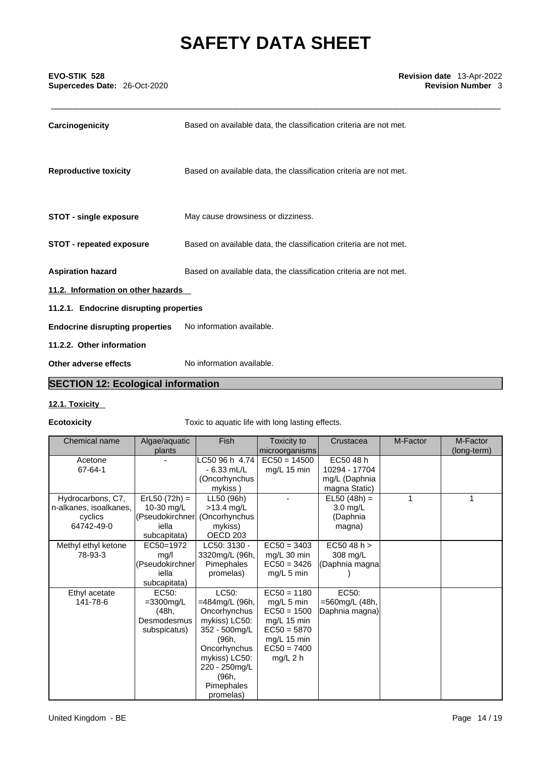| | |
|---|---|
| **Carcinogenicity** | Based on available data, the classification criteria are not met. |
| **Reproductive toxicity** | Based on available data, the classification criteria are not met. |
| **STOT - single exposure** | May cause drowsiness or dizziness. |
| **STOT - repeated exposure** | Based on available data, the classification criteria are not met. |
| **Aspiration hazard** | Based on available data, the classification criteria are not met. |

**11.2. Information on other hazards**

**11.2.1. Endocrine disrupting properties**

**Endocrine disrupting properties** No information available.

**11.2.2. Other information**

**Other adverse effects** No information available.

## SECTION 12: Ecological information

**12.1. Toxicity**

**Ecotoxicity** Toxic to aquatic life with long lasting effects.

| Chemical name | Algae/aquatic plants | Fish | Toxicity to microorganisms | Crustacea | M-Factor | M-Factor (long-term) |
|---|---|---|---|---|---|---|
| Acetone 67-64-1 | - | LC50 96 h 4.74 - 6.33 mL/L (Oncorhynchus mykiss ) | EC50 = 14500 mg/L 15 min | EC50 48 h 10294 - 17704 mg/L (Daphnia magna Static) | | |
| Hydrocarbons, C7, n-alkanes, isoalkanes, cyclics 64742-49-0 | ErL50 (72h) = 10-30 mg/L (Pseudokirchneriella subcapitata) | LL50 (96h) >13.4 mg/L (Oncorhynchus mykiss) OECD 203 | - | EL50 (48h) = 3.0 mg/L (Daphnia magna) | 1 | 1 |
| Methyl ethyl ketone 78-93-3 | EC50=1972 mg/l (Pseudokirchneriella subcapitata) | LC50: 3130 - 3320mg/L (96h, Pimephales promelas) | EC50 = 3403 mg/L 30 min EC50 = 3426 mg/L 5 min | EC50 48 h > 308 mg/L (Daphnia magna ) | | |
| Ethyl acetate 141-78-6 | EC50: =3300mg/L (48h, Desmodesmus subspicatus) | LC50: =484mg/L (96h, Oncorhynchus mykiss) LC50: 352 - 500mg/L (96h, Oncorhynchus mykiss) LC50: 220 - 250mg/L (96h, Pimephales promelas) | EC50 = 1180 mg/L 5 min EC50 = 1500 mg/L 15 min EC50 = 5870 mg/L 15 min EC50 = 7400 mg/L 2 h | EC50: =560mg/L (48h, Daphnia magna) | | |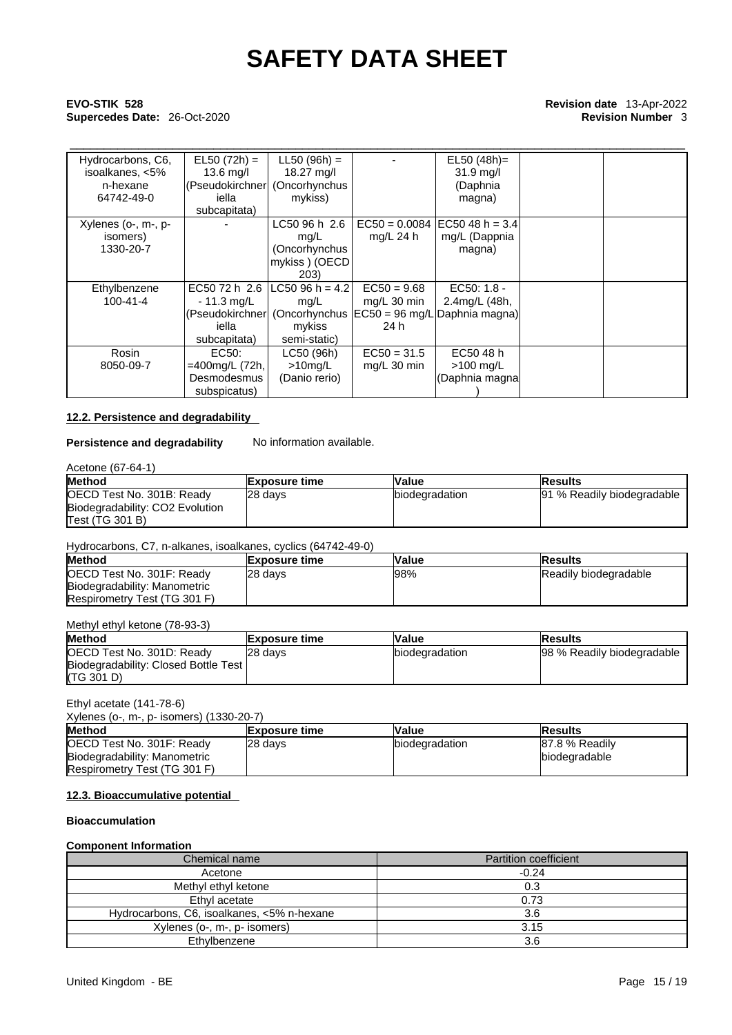| Hydrocarbons, C6, isoalkanes, <5% n-hexane 64742-49-0 | EL50 (72h) = 13.6 mg/l (Pseudokirchneriella subcapitata) | LL50 (96h) = 18.27 mg/l (Oncorhynchus mykiss) | - | EL50 (48h)= 31.9 mg/l (Daphnia magna) | | |
|---|---|---|---|---|---|---|
| Xylenes (o-, m-, p- isomers) 1330-20-7 | - | LC50 96 h 2.6 mg/L (Oncorhynchus mykiss ) (OECD 203) | EC50 = 0.0084 mg/L 24 h | EC50 48 h = 3.4 mg/L (Dappnia magna) | | |
| Ethylbenzene 100-41-4 | EC50 72 h 2.6 - 11.3 mg/L (Pseudokirchneriella subcapitata) | LC50 96 h = 4.2 mg/L (Oncorhynchus mykiss semi-static) | EC50 = 9.68 mg/L 30 min EC50 = 96 mg/L 24 h | EC50: 1.8 - 2.4mg/L (48h, Daphnia magna) | | |
| Rosin 8050-09-7 | EC50: =400mg/L (72h, Desmodesmus subspicatus) | LC50 (96h) >10mg/L (Danio rerio) | EC50 = 31.5 mg/L 30 min | EC50 48 h >100 mg/L (Daphnia magna ) | | |

## 12.2. Persistence and degradability

**Persistence and degradability** No information available.

Acetone (67-64-1)

| Method | Exposure time | Value | Results |
|---|---|---|---|
| OECD Test No. 301B: Ready Biodegradability: CO2 Evolution Test (TG 301 B) | 28 days | biodegradation | 91 % Readily biodegradable |

Hydrocarbons, C7, n-alkanes, isoalkanes, cyclics (64742-49-0)

| Method | Exposure time | Value | Results |
|---|---|---|---|
| OECD Test No. 301F: Ready Biodegradability: Manometric Respirometry Test (TG 301 F) | 28 days | 98% | Readily biodegradable |

Methyl ethyl ketone (78-93-3)

| Method | Exposure time | Value | Results |
|---|---|---|---|
| OECD Test No. 301D: Ready Biodegradability: Closed Bottle Test (TG 301 D) | 28 days | biodegradation | 98 % Readily biodegradable |

Ethyl acetate (141-78-6)

Xylenes (o-, m-, p- isomers) (1330-20-7)

| Method | Exposure time | Value | Results |
|---|---|---|---|
| OECD Test No. 301F: Ready Biodegradability: Manometric Respirometry Test (TG 301 F) | 28 days | biodegradation | 87.8 % Readily biodegradable |

## 12.3. Bioaccumulative potential

**Bioaccumulation**

**Component Information**

| Chemical name | Partition coefficient |
|---|---|
| Acetone | -0.24 |
| Methyl ethyl ketone | 0.3 |
| Ethyl acetate | 0.73 |
| Hydrocarbons, C6, isoalkanes, <5% n-hexane | 3.6 |
| Xylenes (o-, m-, p- isomers) | 3.15 |
| Ethylbenzene | 3.6 |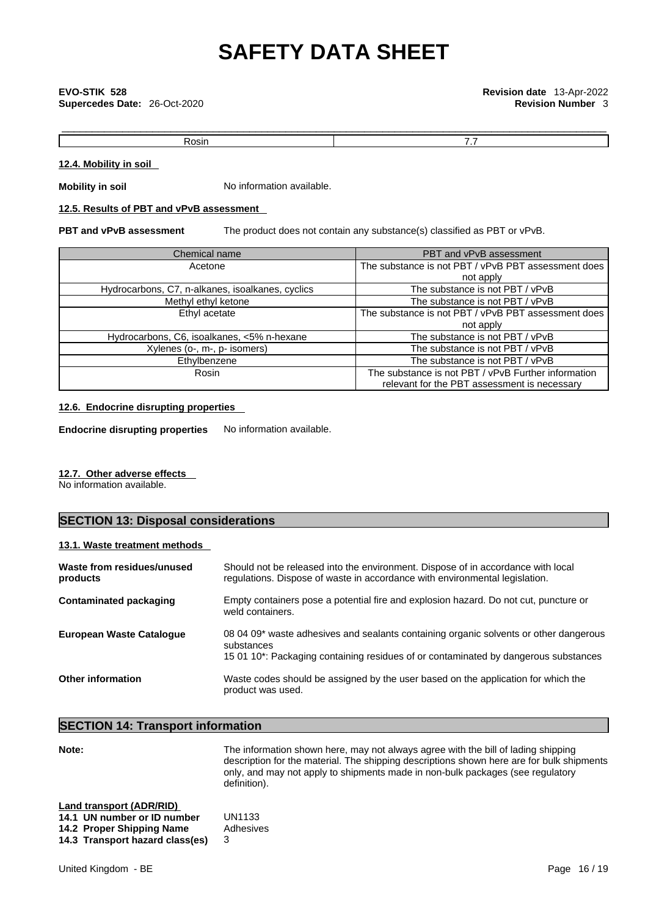| Rosin | 7.7 |
|---|---|

**12.4. Mobility in soil**

**Mobility in soil** No information available.

**12.5. Results of PBT and vPvB assessment**

**PBT and vPvB assessment** The product does not contain any substance(s) classified as PBT or vPvB.

| Chemical name | PBT and vPvB assessment |
|---|---|
| Acetone | The substance is not PBT / vPvB PBT assessment does not apply |
| Hydrocarbons, C7, n-alkanes, isoalkanes, cyclics | The substance is not PBT / vPvB |
| Methyl ethyl ketone | The substance is not PBT / vPvB |
| Ethyl acetate | The substance is not PBT / vPvB PBT assessment does not apply |
| Hydrocarbons, C6, isoalkanes, <5% n-hexane | The substance is not PBT / vPvB |
| Xylenes (o-, m-, p- isomers) | The substance is not PBT / vPvB |
| Ethylbenzene | The substance is not PBT / vPvB |
| Rosin | The substance is not PBT / vPvB Further information relevant for the PBT assessment is necessary |

**12.6. Endocrine disrupting properties**

**Endocrine disrupting properties** No information available.

**12.7. Other adverse effects**

No information available.

## SECTION 13: Disposal considerations

**13.1. Waste treatment methods**

**Waste from residues/unused products** Should not be released into the environment. Dispose of in accordance with local regulations. Dispose of waste in accordance with environmental legislation.

**Contaminated packaging** Empty containers pose a potential fire and explosion hazard. Do not cut, puncture or weld containers.

**European Waste Catalogue** 08 04 09* waste adhesives and sealants containing organic solvents or other dangerous substances
15 01 10*: Packaging containing residues of or contaminated by dangerous substances

**Other information** Waste codes should be assigned by the user based on the application for which the product was used.

## SECTION 14: Transport information

**Note:** The information shown here, may not always agree with the bill of lading shipping description for the material. The shipping descriptions shown here are for bulk shipments only, and may not apply to shipments made in non-bulk packages (see regulatory definition).

**Land transport (ADR/RID)**

**14.1 UN number or ID number** UN1133
**14.2 Proper Shipping Name** Adhesives
**14.3 Transport hazard class(es)** 3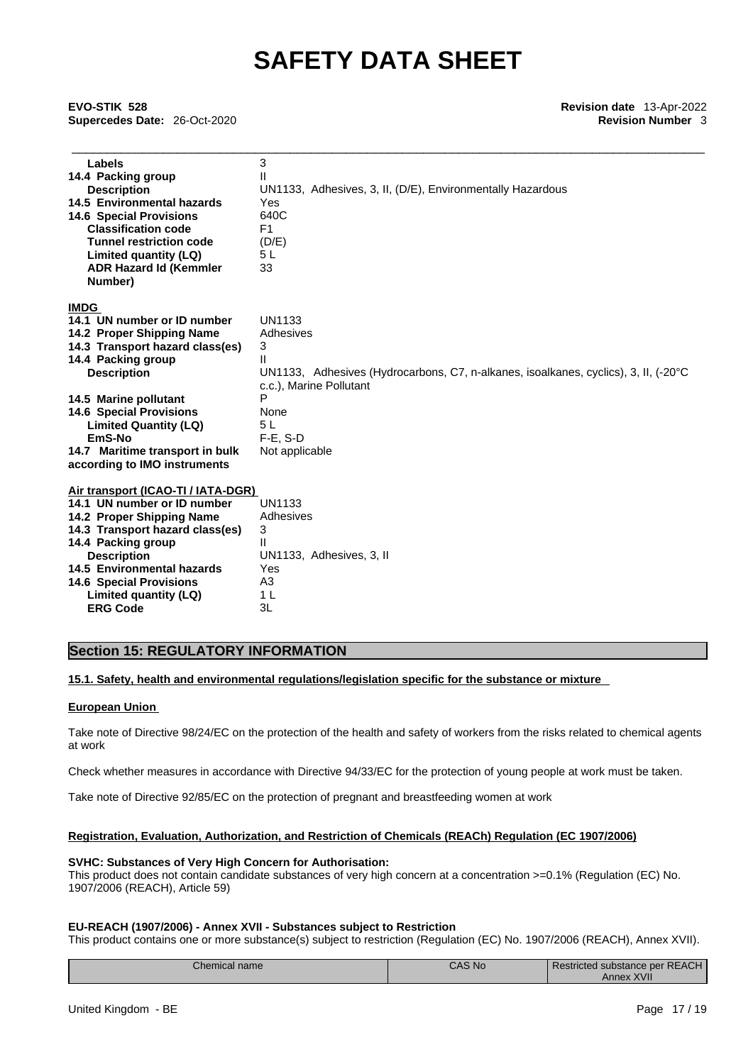| | |
|---|---|
| **Labels** | 3 |
| **14.4 Packing group** | II |
| **Description** | UN1133, Adhesives, 3, II, (D/E), Environmentally Hazardous |
| **14.5 Environmental hazards** | Yes |
| **14.6 Special Provisions** | 640C |
| **Classification code** | F1 |
| **Tunnel restriction code** | (D/E) |
| **Limited quantity (LQ)** | 5 L |
| **ADR Hazard Id (Kemmler Number)** | 33 |

**IMDG**

| | |
|---|---|
| **14.1 UN number or ID number** | UN1133 |
| **14.2 Proper Shipping Name** | Adhesives |
| **14.3 Transport hazard class(es)** | 3 |
| **14.4 Packing group** | II |
| **Description** | UN1133, Adhesives (Hydrocarbons, C7, n-alkanes, isoalkanes, cyclics), 3, II, (-20°C c.c.), Marine Pollutant |
| **14.5 Marine pollutant** | P |
| **14.6 Special Provisions** | None |
| **Limited Quantity (LQ)** | 5 L |
| **EmS-No** | F-E, S-D |
| **14.7 Maritime transport in bulk according to IMO instruments** | Not applicable |

**Air transport (ICAO-TI / IATA-DGR)**

| | |
|---|---|
| **14.1 UN number or ID number** | UN1133 |
| **14.2 Proper Shipping Name** | Adhesives |
| **14.3 Transport hazard class(es)** | 3 |
| **14.4 Packing group** | II |
| **Description** | UN1133, Adhesives, 3, II |
| **14.5 Environmental hazards** | Yes |
| **14.6 Special Provisions** | A3 |
| **Limited quantity (LQ)** | 1 L |
| **ERG Code** | 3L |

## Section 15: REGULATORY INFORMATION

**15.1. Safety, health and environmental regulations/legislation specific for the substance or mixture**

**European Union**

Take note of Directive 98/24/EC on the protection of the health and safety of workers from the risks related to chemical agents at work

Check whether measures in accordance with Directive 94/33/EC for the protection of young people at work must be taken.

Take note of Directive 92/85/EC on the protection of pregnant and breastfeeding women at work

**Registration, Evaluation, Authorization, and Restriction of Chemicals (REACh) Regulation (EC 1907/2006)**

**SVHC: Substances of Very High Concern for Authorisation:**
This product does not contain candidate substances of very high concern at a concentration >=0.1% (Regulation (EC) No. 1907/2006 (REACH), Article 59)

**EU-REACH (1907/2006) - Annex XVII - Substances subject to Restriction**
This product contains one or more substance(s) subject to restriction (Regulation (EC) No. 1907/2006 (REACH), Annex XVII).

| Chemical name | CAS No | Restricted substance per REACH Annex XVII |
|---|---|---|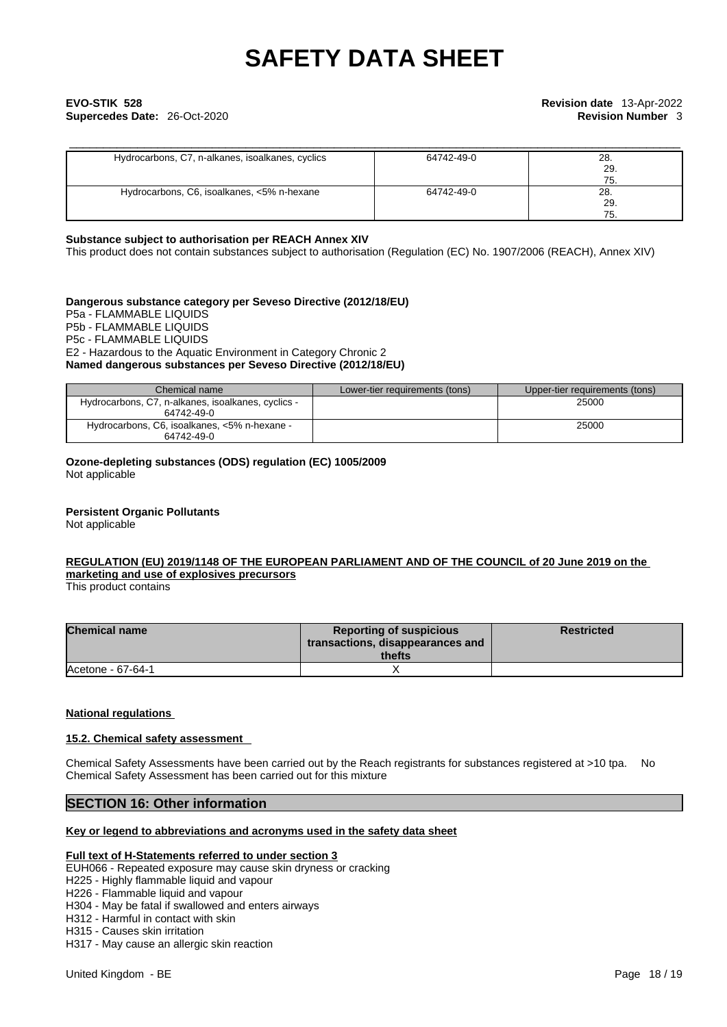| Hydrocarbons, C7, n-alkanes, isoalkanes, cyclics | 64742-49-0 | 28.<br>29.<br>75. |
|---|---|---|
| Hydrocarbons, C6, isoalkanes, <5% n-hexane | 64742-49-0 | 28.<br>29.<br>75. |

**Substance subject to authorisation per REACH Annex XIV**

This product does not contain substances subject to authorisation (Regulation (EC) No. 1907/2006 (REACH), Annex XIV)

**Dangerous substance category per Seveso Directive (2012/18/EU)**

P5a - FLAMMABLE LIQUIDS
P5b - FLAMMABLE LIQUIDS
P5c - FLAMMABLE LIQUIDS
E2 - Hazardous to the Aquatic Environment in Category Chronic 2

**Named dangerous substances per Seveso Directive (2012/18/EU)**

| Chemical name | Lower-tier requirements (tons) | Upper-tier requirements (tons) |
|---|---|---|
| Hydrocarbons, C7, n-alkanes, isoalkanes, cyclics - 64742-49-0 | | 25000 |
| Hydrocarbons, C6, isoalkanes, <5% n-hexane - 64742-49-0 | | 25000 |

**Ozone-depleting substances (ODS) regulation (EC) 1005/2009**

Not applicable

**Persistent Organic Pollutants**

Not applicable

**REGULATION (EU) 2019/1148 OF THE EUROPEAN PARLIAMENT AND OF THE COUNCIL of 20 June 2019 on the marketing and use of explosives precursors**

This product contains

| Chemical name | Reporting of suspicious transactions, disappearances and thefts | Restricted |
|---|---|---|
| Acetone - 67-64-1 | X | |

**National regulations**

**15.2. Chemical safety assessment**

Chemical Safety Assessments have been carried out by the Reach registrants for substances registered at >10 tpa. No Chemical Safety Assessment has been carried out for this mixture

## SECTION 16: Other information

**Key or legend to abbreviations and acronyms used in the safety data sheet**

**Full text of H-Statements referred to under section 3**

EUH066 - Repeated exposure may cause skin dryness or cracking
H225 - Highly flammable liquid and vapour
H226 - Flammable liquid and vapour
H304 - May be fatal if swallowed and enters airways
H312 - Harmful in contact with skin
H315 - Causes skin irritation
H317 - May cause an allergic skin reaction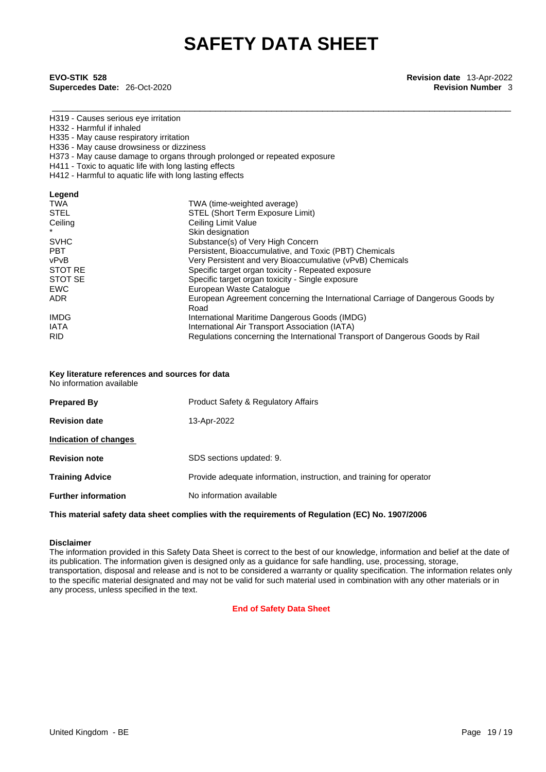H319 - Causes serious eye irritation
H332 - Harmful if inhaled
H335 - May cause respiratory irritation
H336 - May cause drowsiness or dizziness
H373 - May cause damage to organs through prolonged or repeated exposure
H411 - Toxic to aquatic life with long lasting effects
H412 - Harmful to aquatic life with long lasting effects

**Legend**

| | |
|---|---|
| TWA | TWA (time-weighted average) |
| STEL | STEL (Short Term Exposure Limit) |
| Ceiling | Ceiling Limit Value |
| * | Skin designation |
| SVHC | Substance(s) of Very High Concern |
| PBT | Persistent, Bioaccumulative, and Toxic (PBT) Chemicals |
| vPvB | Very Persistent and very Bioaccumulative (vPvB) Chemicals |
| STOT RE | Specific target organ toxicity - Repeated exposure |
| STOT SE | Specific target organ toxicity - Single exposure |
| EWC | European Waste Catalogue |
| ADR | European Agreement concerning the International Carriage of Dangerous Goods by Road |
| IMDG | International Maritime Dangerous Goods (IMDG) |
| IATA | International Air Transport Association (IATA) |
| RID | Regulations concerning the International Transport of Dangerous Goods by Rail |

**Key literature references and sources for data**
No information available

| | |
|---|---|
| **Prepared By** | Product Safety & Regulatory Affairs |
| **Revision date** | 13-Apr-2022 |

**Indication of changes**

| | |
|---|---|
| **Revision note** | SDS sections updated: 9. |
| **Training Advice** | Provide adequate information, instruction, and training for operator |
| **Further information** | No information available |

**This material safety data sheet complies with the requirements of Regulation (EC) No. 1907/2006**

**Disclaimer**
The information provided in this Safety Data Sheet is correct to the best of our knowledge, information and belief at the date of its publication. The information given is designed only as a guidance for safe handling, use, processing, storage, transportation, disposal and release and is not to be considered a warranty or quality specification. The information relates only to the specific material designated and may not be valid for such material used in combination with any other materials or in any process, unless specified in the text.

**End of Safety Data Sheet**